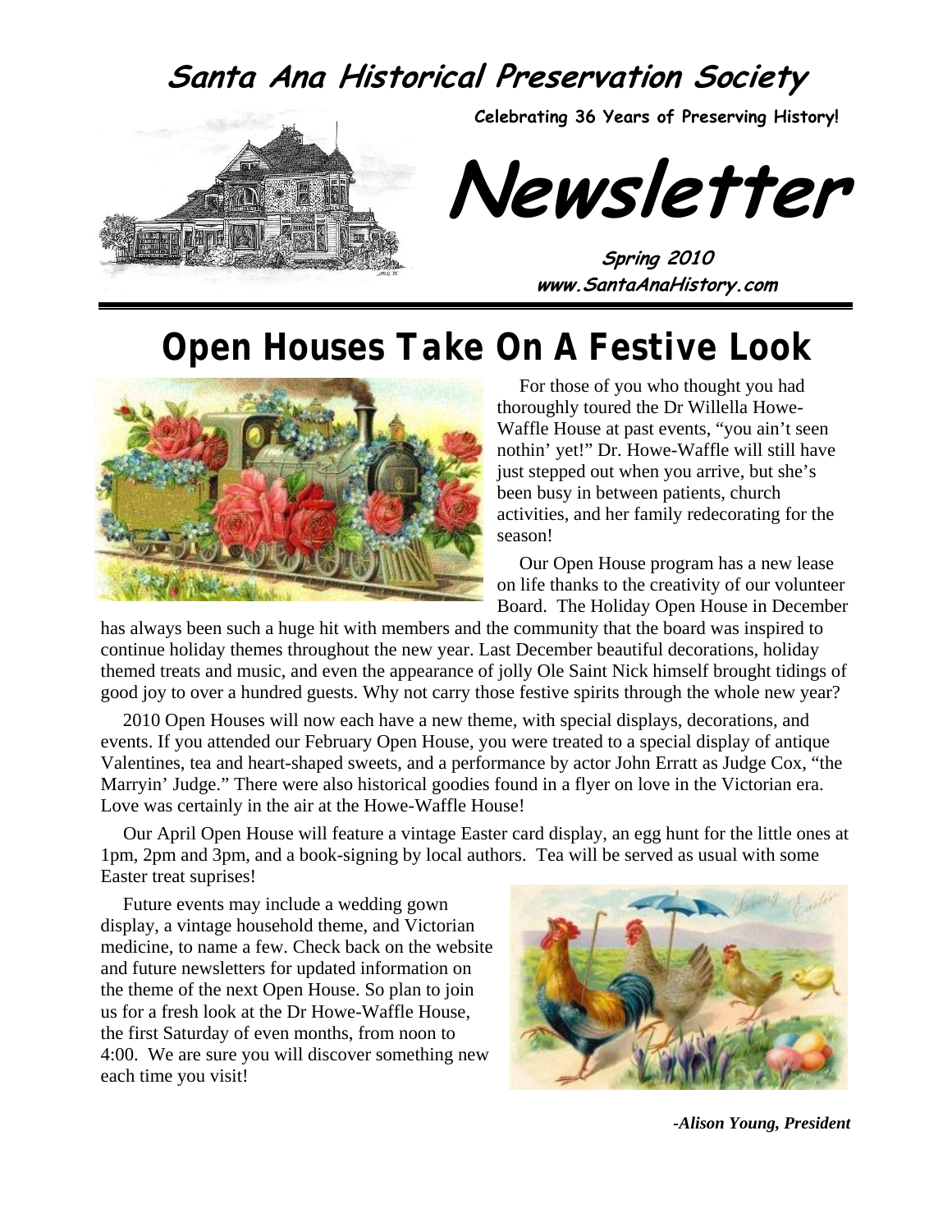# Santa Ana Historical Preservation Society

**Celebrating 36 Years of Preserving History!**

# Newsletter

**Spring 2010**
**www.SantaAnaHistory.com**

## Open Houses Take On A Festive Look

For those of you who thought you had thoroughly toured the Dr Willella Howe-Waffle House at past events, "you ain't seen nothin' yet!" Dr. Howe-Waffle will still have just stepped out when you arrive, but she's been busy in between patients, church activities, and her family redecorating for the season!

Our Open House program has a new lease on life thanks to the creativity of our volunteer Board. The Holiday Open House in December has always been such a huge hit with members and the community that the board was inspired to continue holiday themes throughout the new year. Last December beautiful decorations, holiday themed treats and music, and even the appearance of jolly Ole Saint Nick himself brought tidings of good joy to over a hundred guests. Why not carry those festive spirits through the whole new year?

2010 Open Houses will now each have a new theme, with special displays, decorations, and events. If you attended our February Open House, you were treated to a special display of antique Valentines, tea and heart-shaped sweets, and a performance by actor John Erratt as Judge Cox, "the Marryin' Judge." There were also historical goodies found in a flyer on love in the Victorian era. Love was certainly in the air at the Howe-Waffle House!

Our April Open House will feature a vintage Easter card display, an egg hunt for the little ones at 1pm, 2pm and 3pm, and a book-signing by local authors. Tea will be served as usual with some Easter treat suprises!

Future events may include a wedding gown display, a vintage household theme, and Victorian medicine, to name a few. Check back on the website and future newsletters for updated information on the theme of the next Open House. So plan to join us for a fresh look at the Dr Howe-Waffle House, the first Saturday of even months, from noon to 4:00. We are sure you will discover something new each time you visit!

***-Alison Young, President***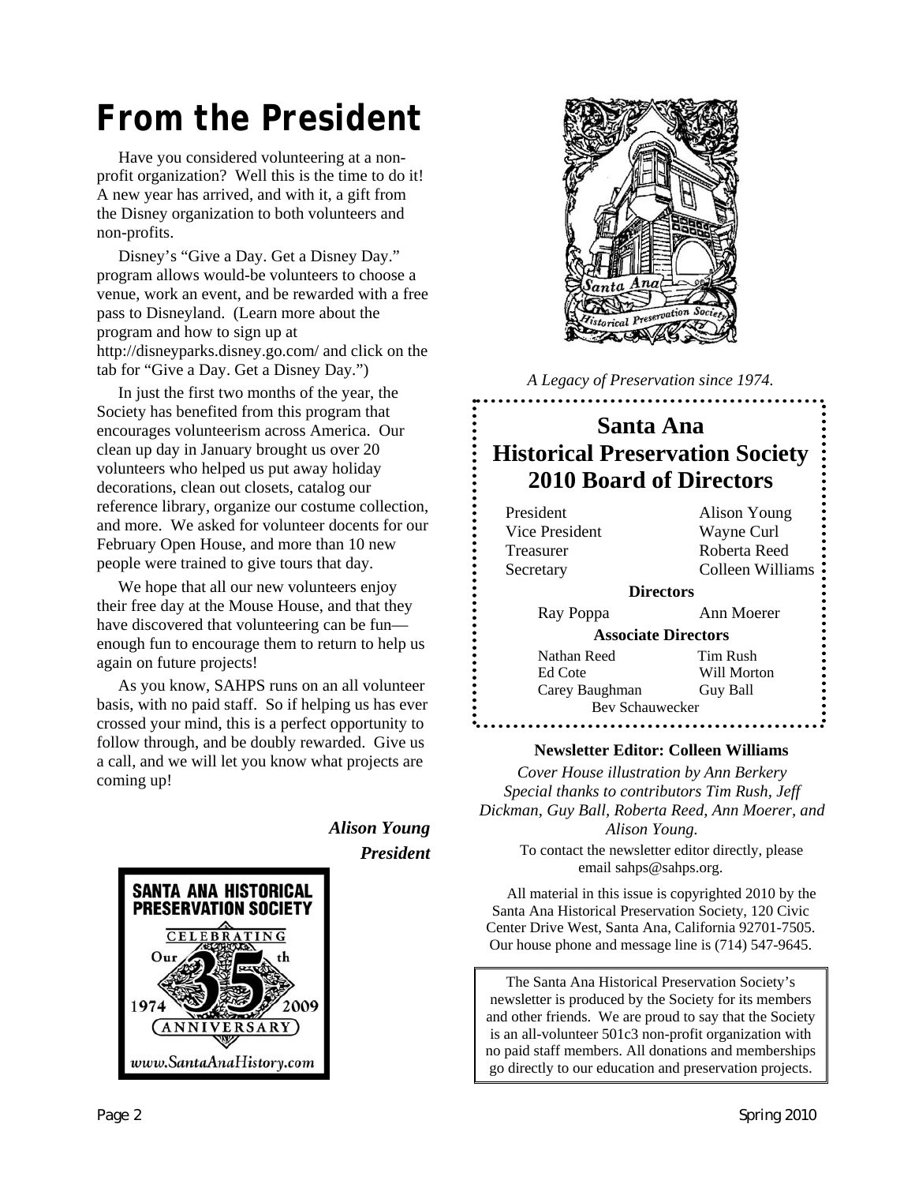# From the President

Have you considered volunteering at a non-profit organization? Well this is the time to do it! A new year has arrived, and with it, a gift from the Disney organization to both volunteers and non-profits.

Disney's "Give a Day. Get a Disney Day." program allows would-be volunteers to choose a venue, work an event, and be rewarded with a free pass to Disneyland. (Learn more about the program and how to sign up at http://disneyparks.disney.go.com/ and click on the tab for "Give a Day. Get a Disney Day.")

In just the first two months of the year, the Society has benefited from this program that encourages volunteerism across America. Our clean up day in January brought us over 20 volunteers who helped us put away holiday decorations, clean out closets, catalog our reference library, organize our costume collection, and more. We asked for volunteer docents for our February Open House, and more than 10 new people were trained to give tours that day.

We hope that all our new volunteers enjoy their free day at the Mouse House, and that they have discovered that volunteering can be fun—enough fun to encourage them to return to help us again on future projects!

As you know, SAHPS runs on an all volunteer basis, with no paid staff. So if helping us has ever crossed your mind, this is a perfect opportunity to follow through, and be doubly rewarded. Give us a call, and we will let you know what projects are coming up!

***Alison Young***
***President***

SANTA ANA HISTORICAL PRESERVATION SOCIETY
CELEBRATING Our 35th ANNIVERSARY
1974 2009
www.SantaAnaHistory.com

*A Legacy of Preservation since 1974.*

## Santa Ana Historical Preservation Society 2010 Board of Directors

| | |
|---|---|
| President | Alison Young |
| Vice President | Wayne Curl |
| Treasurer | Roberta Reed |
| Secretary | Colleen Williams |

**Directors**

Ray Poppa — Ann Moerer

**Associate Directors**

Nathan Reed — Tim Rush
Ed Cote — Will Morton
Carey Baughman — Guy Ball
Bev Schauwecker

**Newsletter Editor: Colleen Williams**

*Cover House illustration by Ann Berkery*
*Special thanks to contributors Tim Rush, Jeff Dickman, Guy Ball, Roberta Reed, Ann Moerer, and Alison Young.*

To contact the newsletter editor directly, please email sahps@sahps.org.

All material in this issue is copyrighted 2010 by the Santa Ana Historical Preservation Society, 120 Civic Center Drive West, Santa Ana, California 92701-7505. Our house phone and message line is (714) 547-9645.

The Santa Ana Historical Preservation Society's newsletter is produced by the Society for its members and other friends. We are proud to say that the Society is an all-volunteer 501c3 non-profit organization with no paid staff members. All donations and memberships go directly to our education and preservation projects.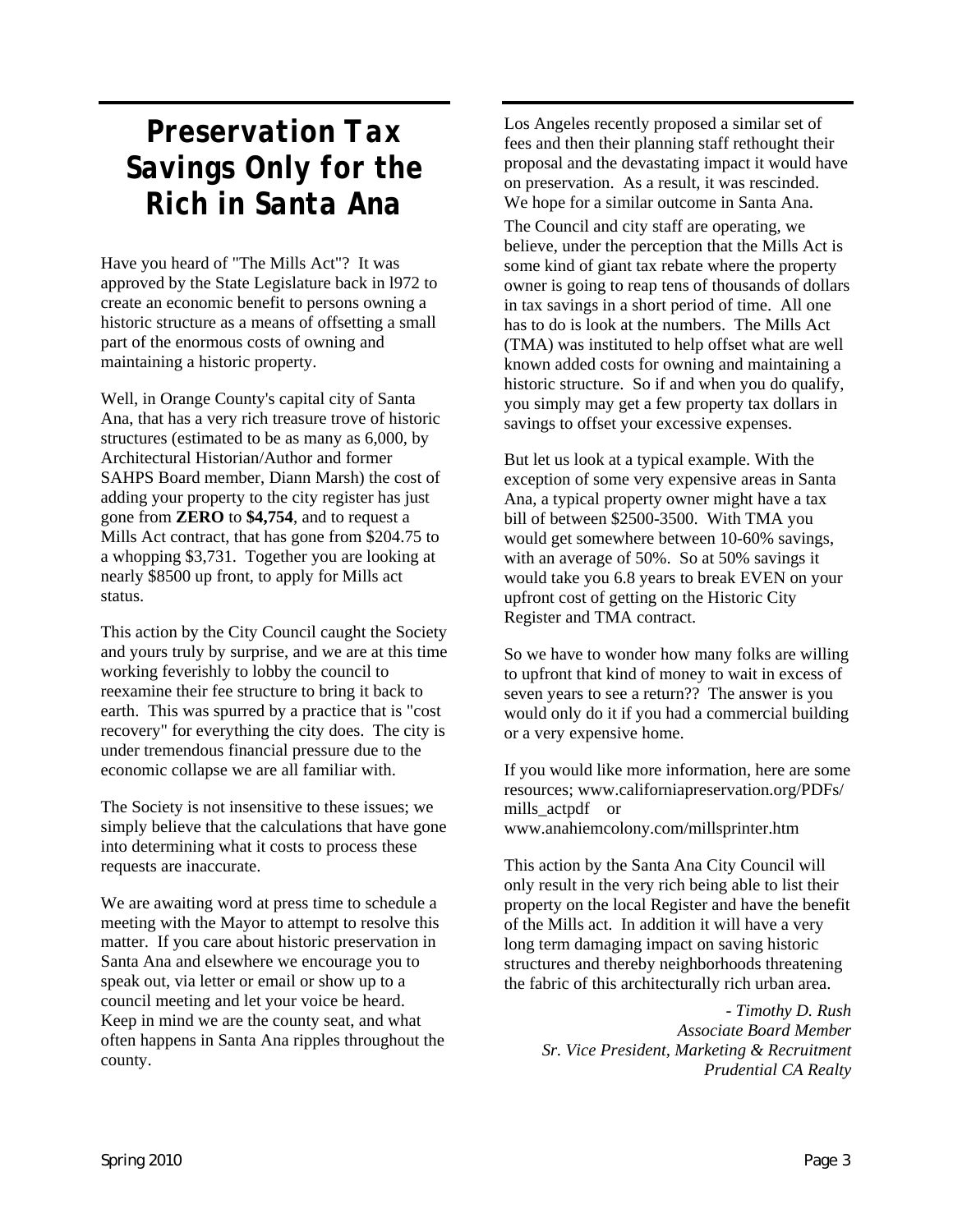# Preservation Tax Savings Only for the Rich in Santa Ana

Have you heard of "The Mills Act"? It was approved by the State Legislature back in l972 to create an economic benefit to persons owning a historic structure as a means of offsetting a small part of the enormous costs of owning and maintaining a historic property.

Well, in Orange County's capital city of Santa Ana, that has a very rich treasure trove of historic structures (estimated to be as many as 6,000, by Architectural Historian/Author and former SAHPS Board member, Diann Marsh) the cost of adding your property to the city register has just gone from **ZERO** to **$4,754**, and to request a Mills Act contract, that has gone from $204.75 to a whopping $3,731. Together you are looking at nearly $8500 up front, to apply for Mills act status.

This action by the City Council caught the Society and yours truly by surprise, and we are at this time working feverishly to lobby the council to reexamine their fee structure to bring it back to earth. This was spurred by a practice that is "cost recovery" for everything the city does. The city is under tremendous financial pressure due to the economic collapse we are all familiar with.

The Society is not insensitive to these issues; we simply believe that the calculations that have gone into determining what it costs to process these requests are inaccurate.

We are awaiting word at press time to schedule a meeting with the Mayor to attempt to resolve this matter. If you care about historic preservation in Santa Ana and elsewhere we encourage you to speak out, via letter or email or show up to a council meeting and let your voice be heard. Keep in mind we are the county seat, and what often happens in Santa Ana ripples throughout the county.

Los Angeles recently proposed a similar set of fees and then their planning staff rethought their proposal and the devastating impact it would have on preservation. As a result, it was rescinded. We hope for a similar outcome in Santa Ana.

The Council and city staff are operating, we believe, under the perception that the Mills Act is some kind of giant tax rebate where the property owner is going to reap tens of thousands of dollars in tax savings in a short period of time. All one has to do is look at the numbers. The Mills Act (TMA) was instituted to help offset what are well known added costs for owning and maintaining a historic structure. So if and when you do qualify, you simply may get a few property tax dollars in savings to offset your excessive expenses.

But let us look at a typical example. With the exception of some very expensive areas in Santa Ana, a typical property owner might have a tax bill of between $2500-3500. With TMA you would get somewhere between 10-60% savings, with an average of 50%. So at 50% savings it would take you 6.8 years to break EVEN on your upfront cost of getting on the Historic City Register and TMA contract.

So we have to wonder how many folks are willing to upfront that kind of money to wait in excess of seven years to see a return?? The answer is you would only do it if you had a commercial building or a very expensive home.

If you would like more information, here are some resources; www.californiapreservation.org/PDFs/mills_actpdf or www.anahiemcolony.com/millsprinter.htm

This action by the Santa Ana City Council will only result in the very rich being able to list their property on the local Register and have the benefit of the Mills act. In addition it will have a very long term damaging impact on saving historic structures and thereby neighborhoods threatening the fabric of this architecturally rich urban area.

*- Timothy D. Rush*
*Associate Board Member*
*Sr. Vice President, Marketing & Recruitment*
*Prudential CA Realty*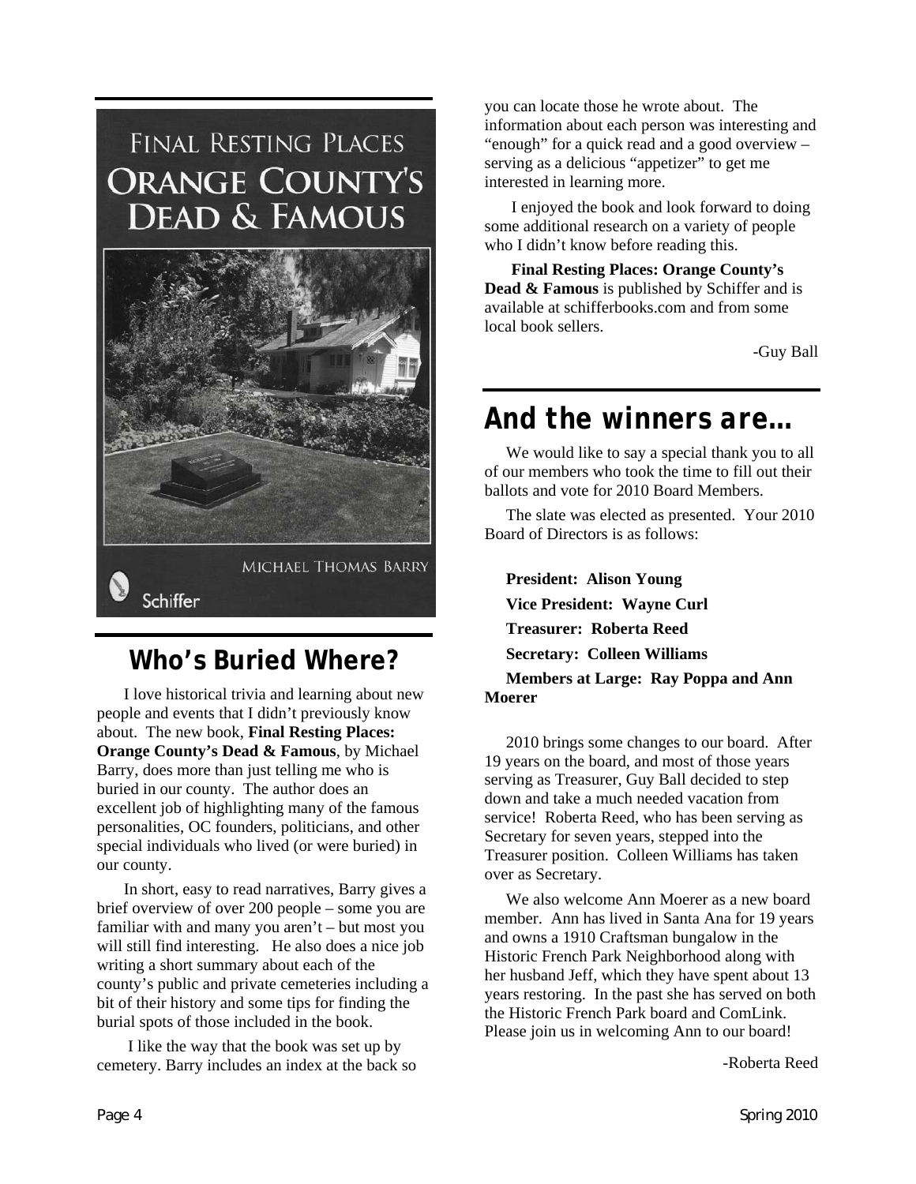FINAL RESTING PLACES
ORANGE COUNTY'S DEAD & FAMOUS

MICHAEL THOMAS BARRY

Schiffer

## Who's Buried Where?

I love historical trivia and learning about new people and events that I didn't previously know about. The new book, **Final Resting Places: Orange County's Dead & Famous**, by Michael Barry, does more than just telling me who is buried in our county. The author does an excellent job of highlighting many of the famous personalities, OC founders, politicians, and other special individuals who lived (or were buried) in our county.

In short, easy to read narratives, Barry gives a brief overview of over 200 people – some you are familiar with and many you aren't – but most you will still find interesting. He also does a nice job writing a short summary about each of the county's public and private cemeteries including a bit of their history and some tips for finding the burial spots of those included in the book.

I like the way that the book was set up by cemetery. Barry includes an index at the back so you can locate those he wrote about. The information about each person was interesting and "enough" for a quick read and a good overview – serving as a delicious "appetizer" to get me interested in learning more.

I enjoyed the book and look forward to doing some additional research on a variety of people who I didn't know before reading this.

**Final Resting Places: Orange County's Dead & Famous** is published by Schiffer and is available at schifferbooks.com and from some local book sellers.

-Guy Ball

## And the winners are…

We would like to say a special thank you to all of our members who took the time to fill out their ballots and vote for 2010 Board Members.

The slate was elected as presented. Your 2010 Board of Directors is as follows:

**President: Alison Young**

**Vice President: Wayne Curl**

**Treasurer: Roberta Reed**

**Secretary: Colleen Williams**

**Members at Large: Ray Poppa and Ann Moerer**

2010 brings some changes to our board. After 19 years on the board, and most of those years serving as Treasurer, Guy Ball decided to step down and take a much needed vacation from service! Roberta Reed, who has been serving as Secretary for seven years, stepped into the Treasurer position. Colleen Williams has taken over as Secretary.

We also welcome Ann Moerer as a new board member. Ann has lived in Santa Ana for 19 years and owns a 1910 Craftsman bungalow in the Historic French Park Neighborhood along with her husband Jeff, which they have spent about 13 years restoring. In the past she has served on both the Historic French Park board and ComLink. Please join us in welcoming Ann to our board!

-Roberta Reed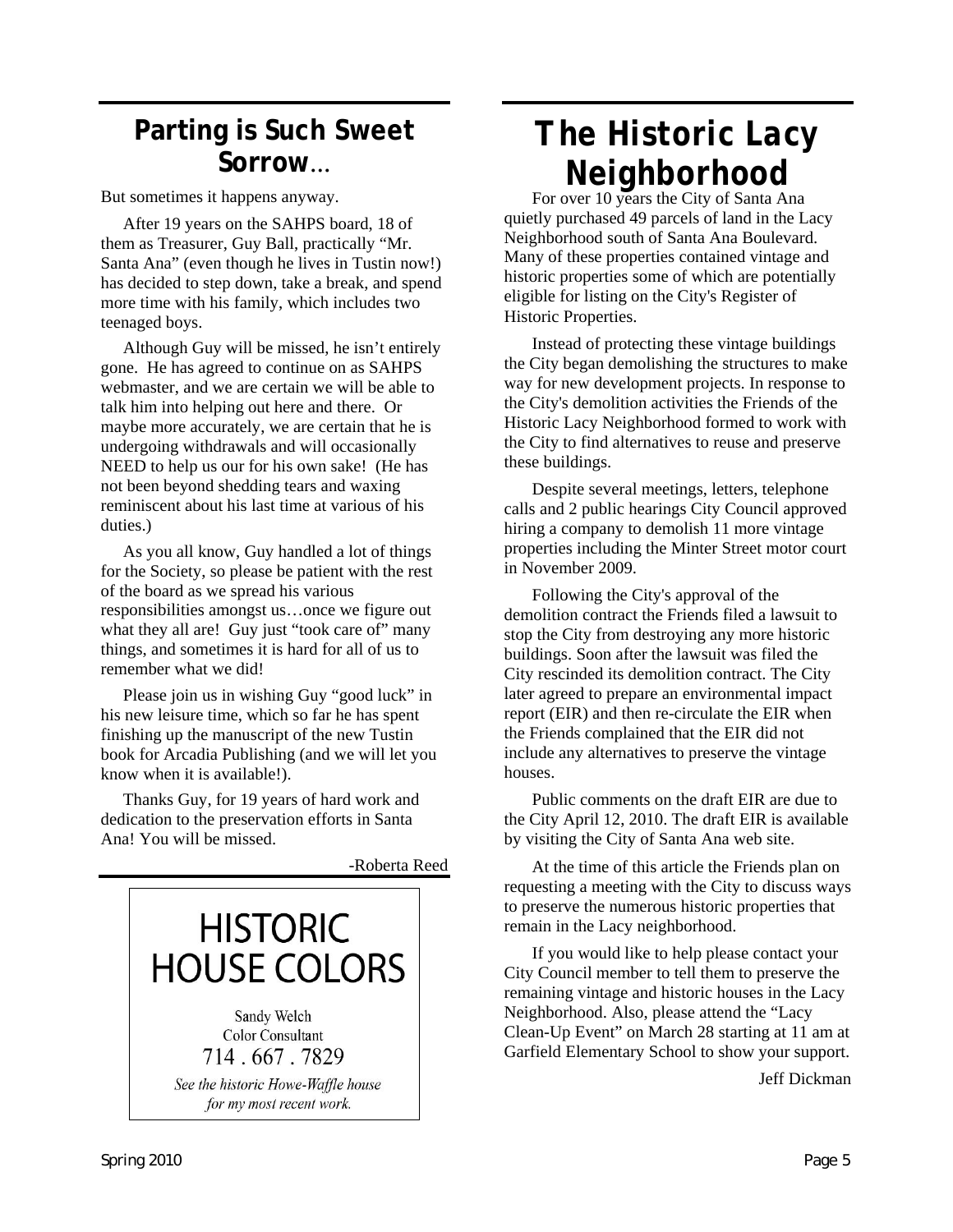## Parting is Such Sweet Sorrow…

But sometimes it happens anyway.

After 19 years on the SAHPS board, 18 of them as Treasurer, Guy Ball, practically "Mr. Santa Ana" (even though he lives in Tustin now!) has decided to step down, take a break, and spend more time with his family, which includes two teenaged boys.

Although Guy will be missed, he isn't entirely gone. He has agreed to continue on as SAHPS webmaster, and we are certain we will be able to talk him into helping out here and there. Or maybe more accurately, we are certain that he is undergoing withdrawals and will occasionally NEED to help us our for his own sake! (He has not been beyond shedding tears and waxing reminiscent about his last time at various of his duties.)

As you all know, Guy handled a lot of things for the Society, so please be patient with the rest of the board as we spread his various responsibilities amongst us…once we figure out what they all are! Guy just "took care of" many things, and sometimes it is hard for all of us to remember what we did!

Please join us in wishing Guy "good luck" in his new leisure time, which so far he has spent finishing up the manuscript of the new Tustin book for Arcadia Publishing (and we will let you know when it is available!).

Thanks Guy, for 19 years of hard work and dedication to the preservation efforts in Santa Ana! You will be missed.

-Roberta Reed

HISTORIC HOUSE COLORS

Sandy Welch
Color Consultant
714 . 667 . 7829

*See the historic Howe-Waffle house for my most recent work.*

# The Historic Lacy Neighborhood

For over 10 years the City of Santa Ana quietly purchased 49 parcels of land in the Lacy Neighborhood south of Santa Ana Boulevard. Many of these properties contained vintage and historic properties some of which are potentially eligible for listing on the City's Register of Historic Properties.

Instead of protecting these vintage buildings the City began demolishing the structures to make way for new development projects. In response to the City's demolition activities the Friends of the Historic Lacy Neighborhood formed to work with the City to find alternatives to reuse and preserve these buildings.

Despite several meetings, letters, telephone calls and 2 public hearings City Council approved hiring a company to demolish 11 more vintage properties including the Minter Street motor court in November 2009.

Following the City's approval of the demolition contract the Friends filed a lawsuit to stop the City from destroying any more historic buildings. Soon after the lawsuit was filed the City rescinded its demolition contract. The City later agreed to prepare an environmental impact report (EIR) and then re-circulate the EIR when the Friends complained that the EIR did not include any alternatives to preserve the vintage houses.

Public comments on the draft EIR are due to the City April 12, 2010. The draft EIR is available by visiting the City of Santa Ana web site.

At the time of this article the Friends plan on requesting a meeting with the City to discuss ways to preserve the numerous historic properties that remain in the Lacy neighborhood.

If you would like to help please contact your City Council member to tell them to preserve the remaining vintage and historic houses in the Lacy Neighborhood. Also, please attend the "Lacy Clean-Up Event" on March 28 starting at 11 am at Garfield Elementary School to show your support.

Jeff Dickman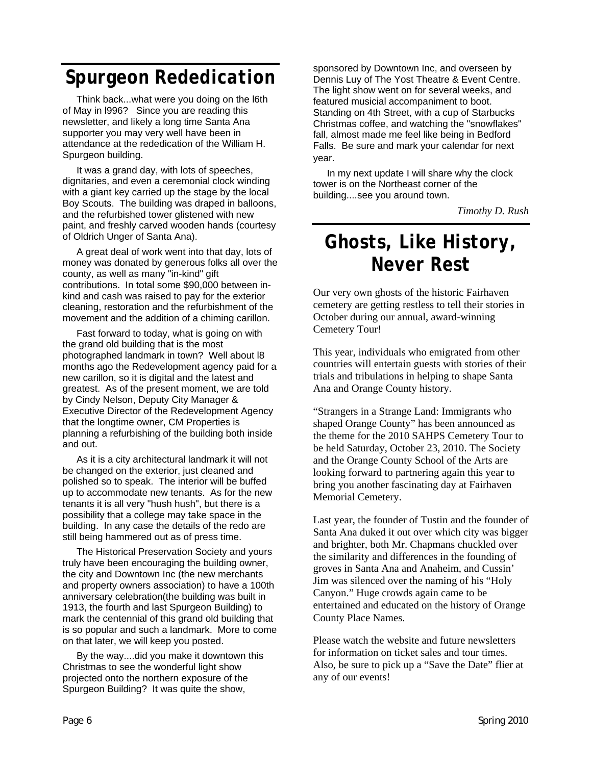# Spurgeon Rededication

Think back...what were you doing on the l6th of May in l996? Since you are reading this newsletter, and likely a long time Santa Ana supporter you may very well have been in attendance at the rededication of the William H. Spurgeon building.

It was a grand day, with lots of speeches, dignitaries, and even a ceremonial clock winding with a giant key carried up the stage by the local Boy Scouts. The building was draped in balloons, and the refurbished tower glistened with new paint, and freshly carved wooden hands (courtesy of Oldrich Unger of Santa Ana).

A great deal of work went into that day, lots of money was donated by generous folks all over the county, as well as many "in-kind" gift contributions. In total some $90,000 between in-kind and cash was raised to pay for the exterior cleaning, restoration and the refurbishment of the movement and the addition of a chiming carillon.

Fast forward to today, what is going on with the grand old building that is the most photographed landmark in town? Well about l8 months ago the Redevelopment agency paid for a new carillon, so it is digital and the latest and greatest. As of the present moment, we are told by Cindy Nelson, Deputy City Manager & Executive Director of the Redevelopment Agency that the longtime owner, CM Properties is planning a refurbishing of the building both inside and out.

As it is a city architectural landmark it will not be changed on the exterior, just cleaned and polished so to speak. The interior will be buffed up to accommodate new tenants. As for the new tenants it is all very "hush hush", but there is a possibility that a college may take space in the building. In any case the details of the redo are still being hammered out as of press time.

The Historical Preservation Society and yours truly have been encouraging the building owner, the city and Downtown Inc (the new merchants and property owners association) to have a 100th anniversary celebration(the building was built in 1913, the fourth and last Spurgeon Building) to mark the centennial of this grand old building that is so popular and such a landmark. More to come on that later, we will keep you posted.

By the way....did you make it downtown this Christmas to see the wonderful light show projected onto the northern exposure of the Spurgeon Building? It was quite the show, sponsored by Downtown Inc, and overseen by Dennis Luy of The Yost Theatre & Event Centre. The light show went on for several weeks, and featured musicial accompaniment to boot. Standing on 4th Street, with a cup of Starbucks Christmas coffee, and watching the "snowflakes" fall, almost made me feel like being in Bedford Falls. Be sure and mark your calendar for next year.

In my next update I will share why the clock tower is on the Northeast corner of the building....see you around town.

*Timothy D. Rush*

# Ghosts, Like History, Never Rest

Our very own ghosts of the historic Fairhaven cemetery are getting restless to tell their stories in October during our annual, award-winning Cemetery Tour!

This year, individuals who emigrated from other countries will entertain guests with stories of their trials and tribulations in helping to shape Santa Ana and Orange County history.

"Strangers in a Strange Land: Immigrants who shaped Orange County" has been announced as the theme for the 2010 SAHPS Cemetery Tour to be held Saturday, October 23, 2010. The Society and the Orange County School of the Arts are looking forward to partnering again this year to bring you another fascinating day at Fairhaven Memorial Cemetery.

Last year, the founder of Tustin and the founder of Santa Ana duked it out over which city was bigger and brighter, both Mr. Chapmans chuckled over the similarity and differences in the founding of groves in Santa Ana and Anaheim, and Cussin' Jim was silenced over the naming of his "Holy Canyon." Huge crowds again came to be entertained and educated on the history of Orange County Place Names.

Please watch the website and future newsletters for information on ticket sales and tour times. Also, be sure to pick up a "Save the Date" flier at any of our events!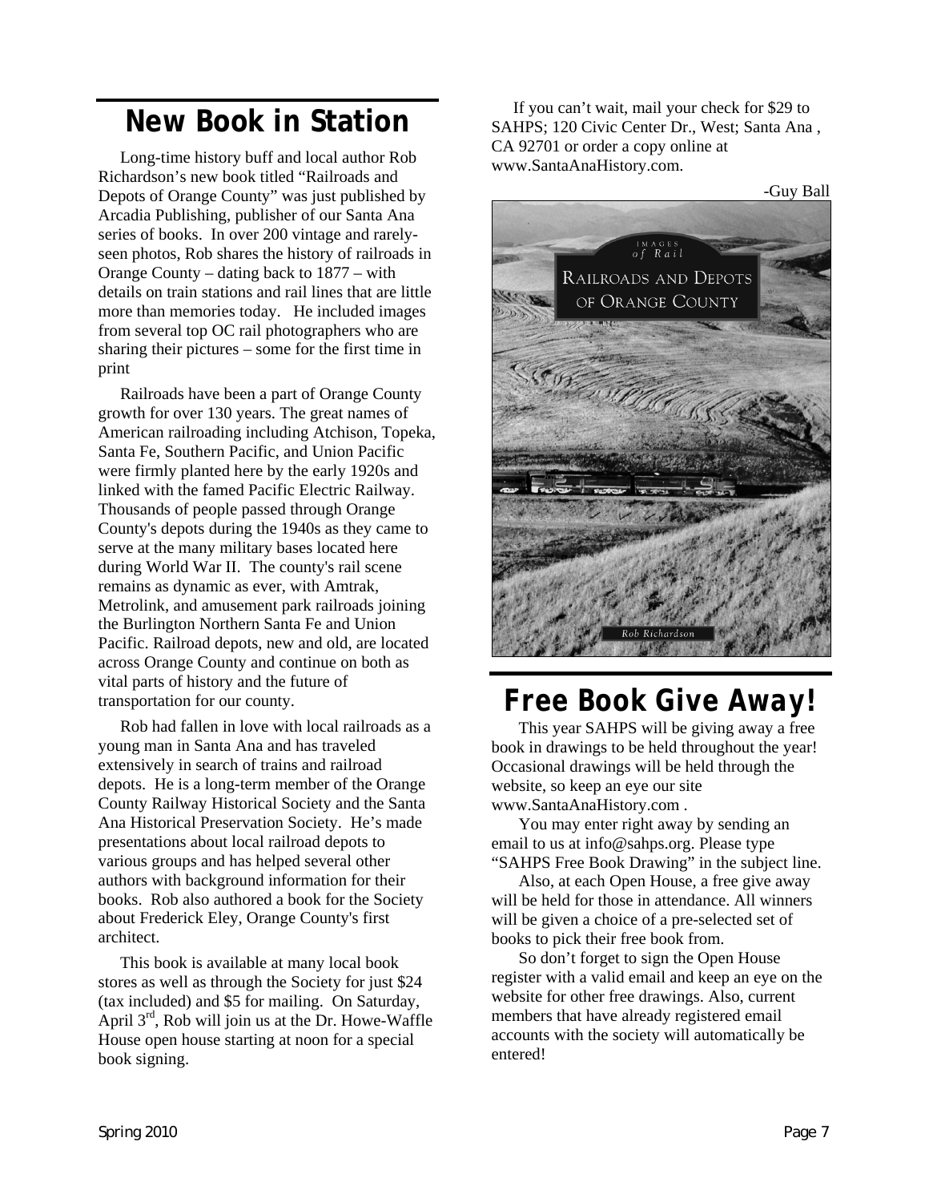# New Book in Station

Long-time history buff and local author Rob Richardson's new book titled "Railroads and Depots of Orange County" was just published by Arcadia Publishing, publisher of our Santa Ana series of books. In over 200 vintage and rarely-seen photos, Rob shares the history of railroads in Orange County – dating back to 1877 – with details on train stations and rail lines that are little more than memories today. He included images from several top OC rail photographers who are sharing their pictures – some for the first time in print

Railroads have been a part of Orange County growth for over 130 years. The great names of American railroading including Atchison, Topeka, Santa Fe, Southern Pacific, and Union Pacific were firmly planted here by the early 1920s and linked with the famed Pacific Electric Railway. Thousands of people passed through Orange County's depots during the 1940s as they came to serve at the many military bases located here during World War II. The county's rail scene remains as dynamic as ever, with Amtrak, Metrolink, and amusement park railroads joining the Burlington Northern Santa Fe and Union Pacific. Railroad depots, new and old, are located across Orange County and continue on both as vital parts of history and the future of transportation for our county.

Rob had fallen in love with local railroads as a young man in Santa Ana and has traveled extensively in search of trains and railroad depots. He is a long-term member of the Orange County Railway Historical Society and the Santa Ana Historical Preservation Society. He's made presentations about local railroad depots to various groups and has helped several other authors with background information for their books. Rob also authored a book for the Society about Frederick Eley, Orange County's first architect.

This book is available at many local book stores as well as through the Society for just $24 (tax included) and $5 for mailing. On Saturday, April 3rd, Rob will join us at the Dr. Howe-Waffle House open house starting at noon for a special book signing.

If you can't wait, mail your check for $29 to SAHPS; 120 Civic Center Dr., West; Santa Ana , CA 92701 or order a copy online at www.SantaAnaHistory.com.

-Guy Ball

IMAGES *of Rail*

RAILROADS AND DEPOTS OF ORANGE COUNTY

*Rob Richardson*

# Free Book Give Away!

This year SAHPS will be giving away a free book in drawings to be held throughout the year! Occasional drawings will be held through the website, so keep an eye our site www.SantaAnaHistory.com .

You may enter right away by sending an email to us at info@sahps.org. Please type "SAHPS Free Book Drawing" in the subject line.

Also, at each Open House, a free give away will be held for those in attendance. All winners will be given a choice of a pre-selected set of books to pick their free book from.

So don't forget to sign the Open House register with a valid email and keep an eye on the website for other free drawings. Also, current members that have already registered email accounts with the society will automatically be entered!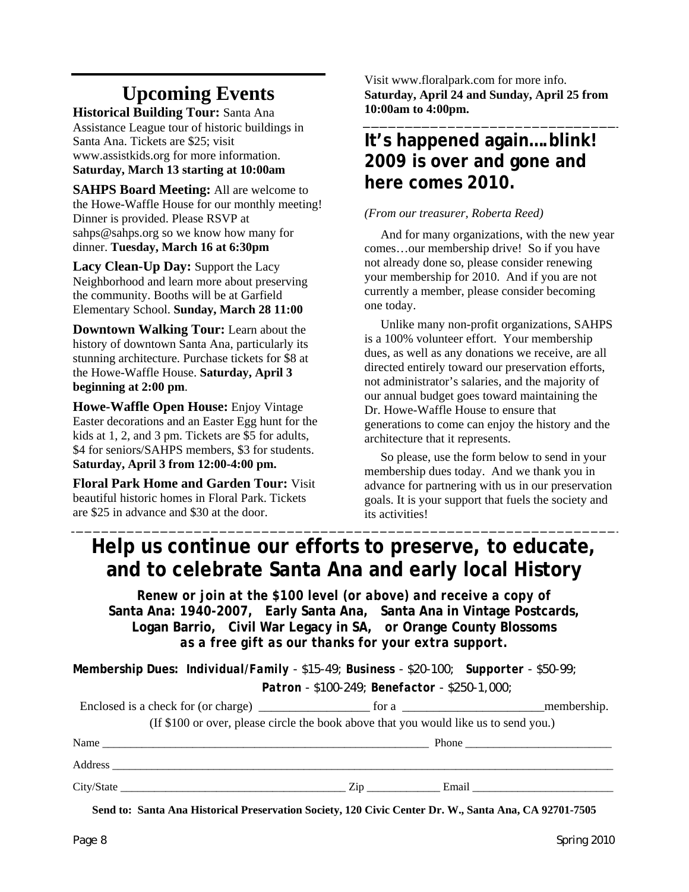## Upcoming Events

**Historical Building Tour:** Santa Ana Assistance League tour of historic buildings in Santa Ana. Tickets are $25; visit www.assistkids.org for more information. **Saturday, March 13 starting at 10:00am**

**SAHPS Board Meeting:** All are welcome to the Howe-Waffle House for our monthly meeting! Dinner is provided. Please RSVP at sahps@sahps.org so we know how many for dinner. **Tuesday, March 16 at 6:30pm**

**Lacy Clean-Up Day:** Support the Lacy Neighborhood and learn more about preserving the community. Booths will be at Garfield Elementary School. **Sunday, March 28 11:00**

**Downtown Walking Tour:** Learn about the history of downtown Santa Ana, particularly its stunning architecture. Purchase tickets for $8 at the Howe-Waffle House. **Saturday, April 3 beginning at 2:00 pm**.

**Howe-Waffle Open House:** Enjoy Vintage Easter decorations and an Easter Egg hunt for the kids at 1, 2, and 3 pm. Tickets are $5 for adults, $4 for seniors/SAHPS members, $3 for students. **Saturday, April 3 from 12:00-4:00 pm.**

**Floral Park Home and Garden Tour:** Visit beautiful historic homes in Floral Park. Tickets are $25 in advance and $30 at the door. Visit www.floralpark.com for more info. **Saturday, April 24 and Sunday, April 25 from 10:00am to 4:00pm.**

## It's happened again….blink! 2009 is over and gone and here comes 2010.

*(From our treasurer, Roberta Reed)*

And for many organizations, with the new year comes…our membership drive! So if you have not already done so, please consider renewing your membership for 2010. And if you are not currently a member, please consider becoming one today.

Unlike many non-profit organizations, SAHPS is a 100% volunteer effort. Your membership dues, as well as any donations we receive, are all directed entirely toward our preservation efforts, not administrator's salaries, and the majority of our annual budget goes toward maintaining the Dr. Howe-Waffle House to ensure that generations to come can enjoy the history and the architecture that it represents.

So please, use the form below to send in your membership dues today. And we thank you in advance for partnering with us in our preservation goals. It is your support that fuels the society and its activities!

## Help us continue our efforts to preserve, to educate, and to celebrate Santa Ana and early local History

***Renew or join at the $100 level (or above) and receive a copy of***
**Santa Ana: 1940-2007, Early Santa Ana, Santa Ana in Vintage Postcards, Logan Barrio, Civil War Legacy in SA, or Orange County Blossoms**
***as a free gift as our thanks for your extra support.***

**Membership Dues:** ***Individual/Family*** - $15-49; **Business** - $20-100; **Supporter** - $50-99; **Patron** - $100-249; **Benefactor** - $250-1,000;

Enclosed is a check for (or charge) __________________ for a ________________________membership.

(If $100 or over, please circle the book above that you would like us to send you.)

Name ____________________________________________________________ Phone __________________________

Address ______________________________________________________________________________________________

City/State ________________________________________ Zip _____________ Email __________________________

**Send to: Santa Ana Historical Preservation Society, 120 Civic Center Dr. W., Santa Ana, CA 92701-7505**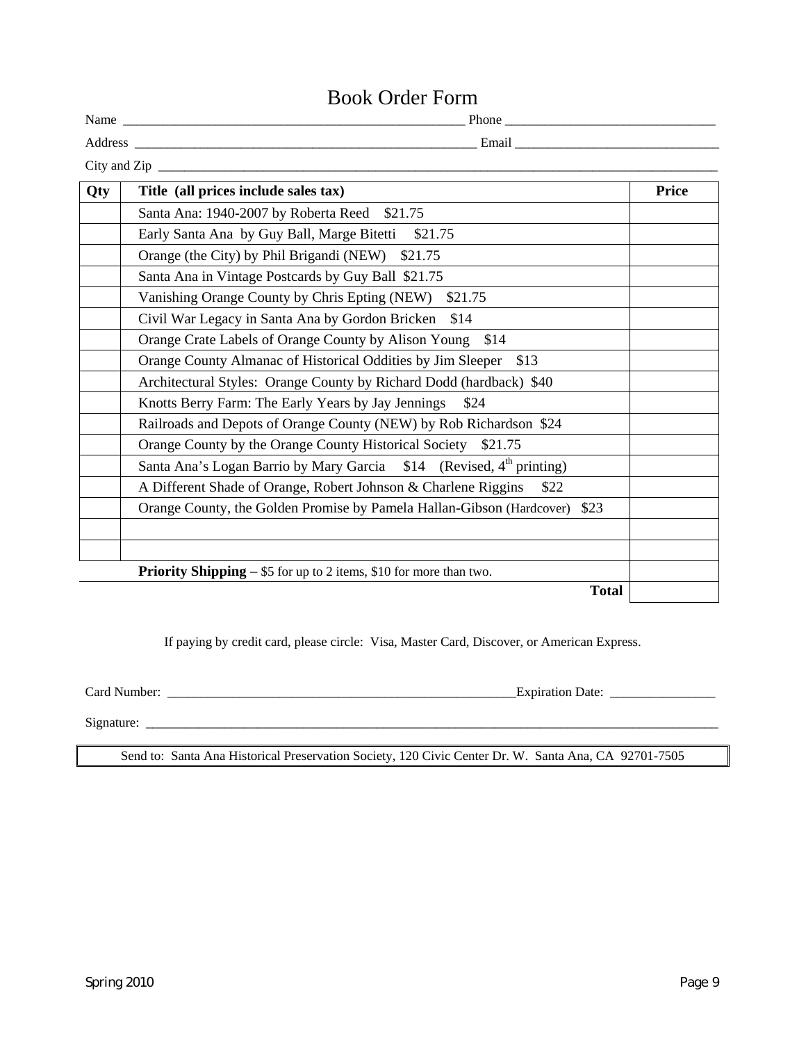# Book Order Form

Name _____________________________________________________ Phone _________________________________

Address _____________________________________________________ Email _________________________________

City and Zip ______________________________________________________________________________________

| Qty | Title (all prices include sales tax) | Price |
|---|---|---|
| | Santa Ana: 1940-2007 by Roberta Reed $21.75 | |
| | Early Santa Ana by Guy Ball, Marge Bitetti $21.75 | |
| | Orange (the City) by Phil Brigandi (NEW) $21.75 | |
| | Santa Ana in Vintage Postcards by Guy Ball $21.75 | |
| | Vanishing Orange County by Chris Epting (NEW) $21.75 | |
| | Civil War Legacy in Santa Ana by Gordon Bricken $14 | |
| | Orange Crate Labels of Orange County by Alison Young $14 | |
| | Orange County Almanac of Historical Oddities by Jim Sleeper $13 | |
| | Architectural Styles: Orange County by Richard Dodd (hardback) $40 | |
| | Knotts Berry Farm: The Early Years by Jay Jennings $24 | |
| | Railroads and Depots of Orange County (NEW) by Rob Richardson $24 | |
| | Orange County by the Orange County Historical Society $21.75 | |
| | Santa Ana's Logan Barrio by Mary Garcia $14 (Revised, 4th printing) | |
| | A Different Shade of Orange, Robert Johnson & Charlene Riggins $22 | |
| | Orange County, the Golden Promise by Pamela Hallan-Gibson (Hardcover) $23 | |
| | | |
| | | |
| | **Priority Shipping** – $5 for up to 2 items, $10 for more than two. | |
| | **Total** | |

If paying by credit card, please circle: Visa, Master Card, Discover, or American Express.

Card Number: _______________________________________________________ Expiration Date: ________________

Signature: ________________________________________________________________________________________

Send to: Santa Ana Historical Preservation Society, 120 Civic Center Dr. W. Santa Ana, CA 92701-7505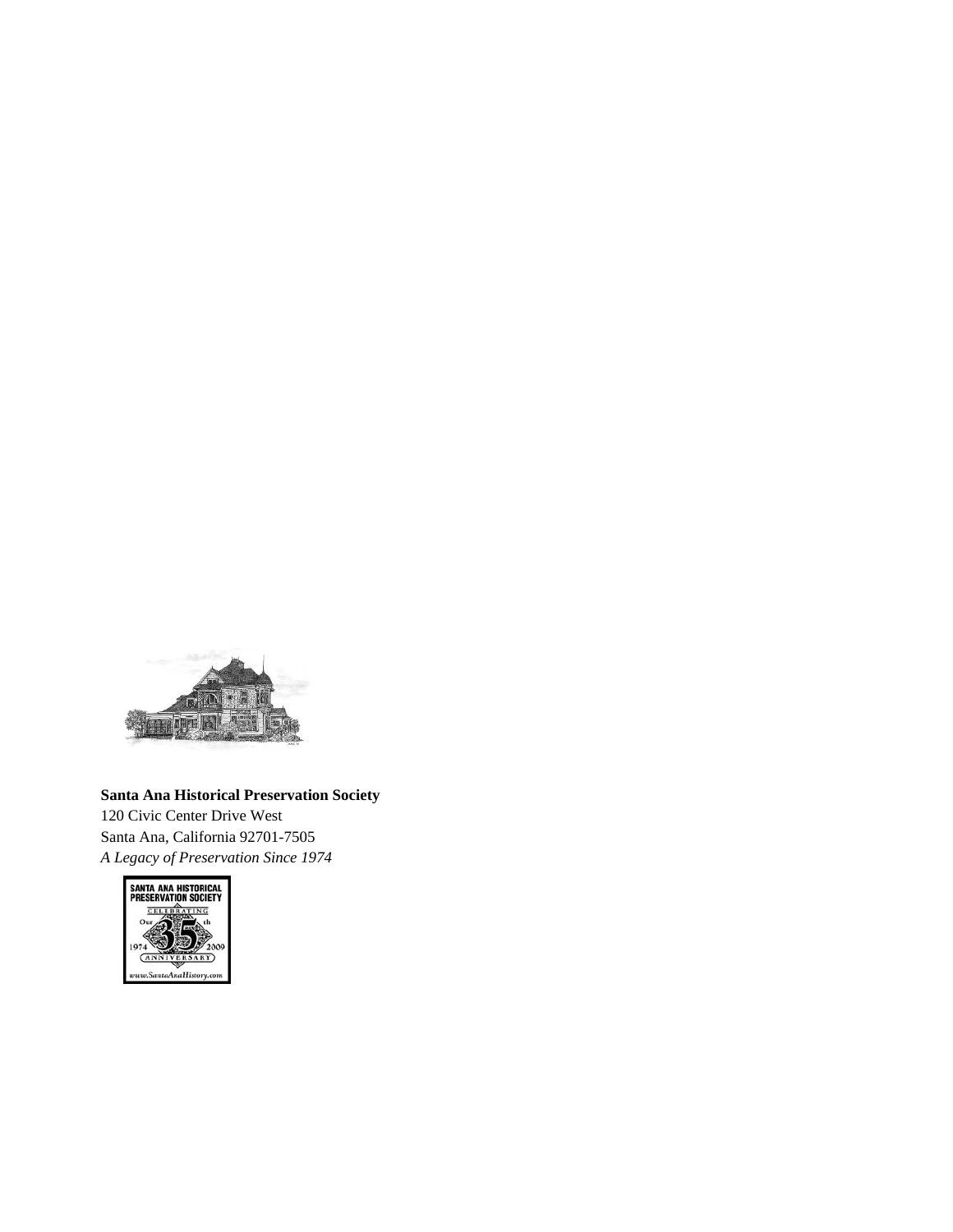**Santa Ana Historical Preservation Society**
120 Civic Center Drive West
Santa Ana, California 92701-7505
*A Legacy of Preservation Since 1974*